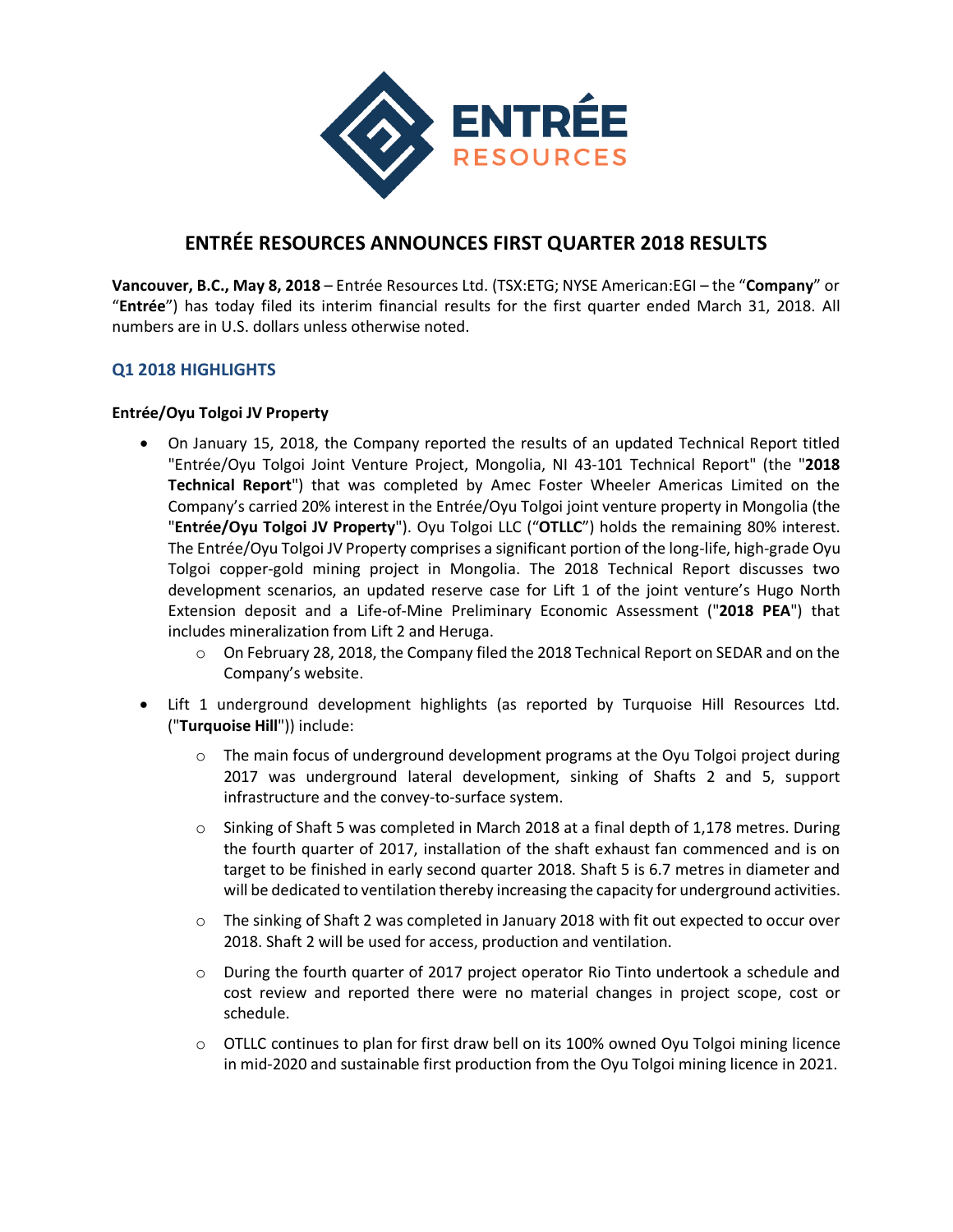# ENTRÉE RESOURCES ANNOUNCES FIRST QUARTER 2018 RESULTS

**Vancouver, B.C., May 8, 2018** – Entrée Resources Ltd. (TSX:ETG; NYSE American:EGI – the "**Company**" or "**Entrée**") has today filed its interim financial results for the first quarter ended March 31, 2018. All numbers are in U.S. dollars unless otherwise noted.

## Q1 2018 HIGHLIGHTS

### Entrée/Oyu Tolgoi JV Property

- On January 15, 2018, the Company reported the results of an updated Technical Report titled "Entrée/Oyu Tolgoi Joint Venture Project, Mongolia, NI 43-101 Technical Report" (the "**2018 Technical Report**") that was completed by Amec Foster Wheeler Americas Limited on the Company's carried 20% interest in the Entrée/Oyu Tolgoi joint venture property in Mongolia (the "**Entrée/Oyu Tolgoi JV Property**"). Oyu Tolgoi LLC ("**OTLLC**") holds the remaining 80% interest. The Entrée/Oyu Tolgoi JV Property comprises a significant portion of the long-life, high-grade Oyu Tolgoi copper-gold mining project in Mongolia. The 2018 Technical Report discusses two development scenarios, an updated reserve case for Lift 1 of the joint venture's Hugo North Extension deposit and a Life-of-Mine Preliminary Economic Assessment ("**2018 PEA**") that includes mineralization from Lift 2 and Heruga.
  - On February 28, 2018, the Company filed the 2018 Technical Report on SEDAR and on the Company's website.
- Lift 1 underground development highlights (as reported by Turquoise Hill Resources Ltd. ("**Turquoise Hill**")) include:
  - The main focus of underground development programs at the Oyu Tolgoi project during 2017 was underground lateral development, sinking of Shafts 2 and 5, support infrastructure and the convey-to-surface system.
  - Sinking of Shaft 5 was completed in March 2018 at a final depth of 1,178 metres. During the fourth quarter of 2017, installation of the shaft exhaust fan commenced and is on target to be finished in early second quarter 2018. Shaft 5 is 6.7 metres in diameter and will be dedicated to ventilation thereby increasing the capacity for underground activities.
  - The sinking of Shaft 2 was completed in January 2018 with fit out expected to occur over 2018. Shaft 2 will be used for access, production and ventilation.
  - During the fourth quarter of 2017 project operator Rio Tinto undertook a schedule and cost review and reported there were no material changes in project scope, cost or schedule.
  - OTLLC continues to plan for first draw bell on its 100% owned Oyu Tolgoi mining licence in mid-2020 and sustainable first production from the Oyu Tolgoi mining licence in 2021.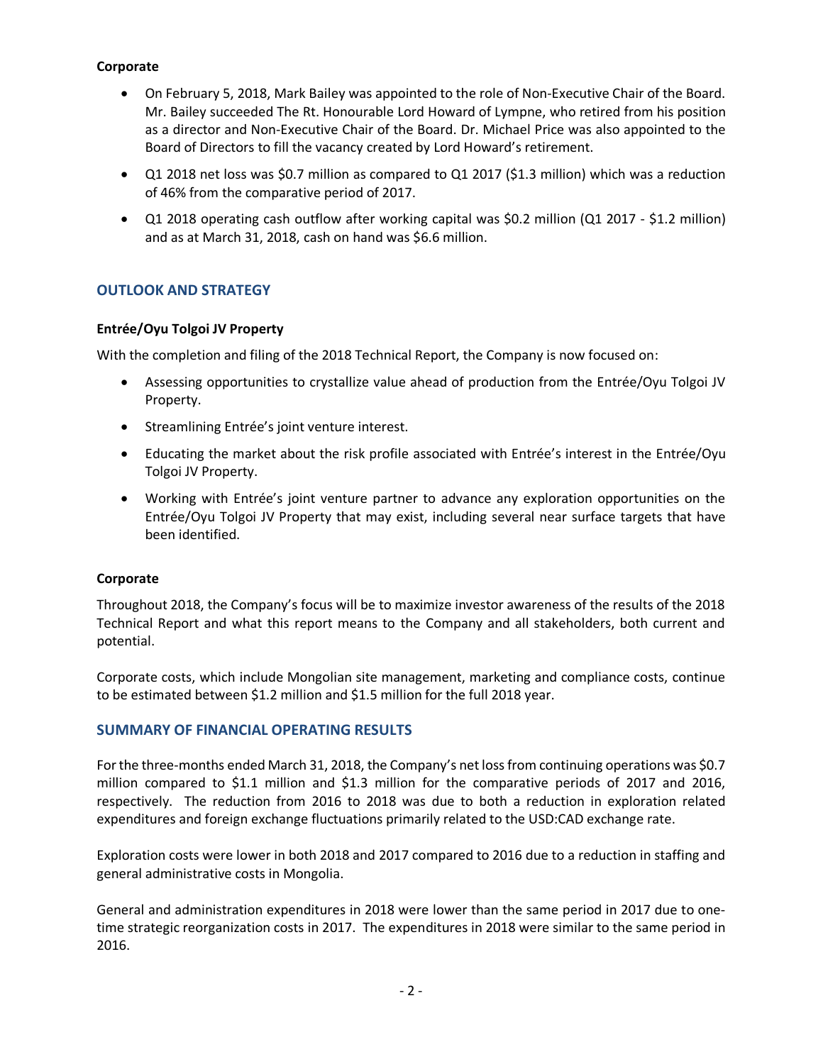**Corporate**

- On February 5, 2018, Mark Bailey was appointed to the role of Non-Executive Chair of the Board. Mr. Bailey succeeded The Rt. Honourable Lord Howard of Lympne, who retired from his position as a director and Non-Executive Chair of the Board. Dr. Michael Price was also appointed to the Board of Directors to fill the vacancy created by Lord Howard's retirement.
- Q1 2018 net loss was $0.7 million as compared to Q1 2017 ($1.3 million) which was a reduction of 46% from the comparative period of 2017.
- Q1 2018 operating cash outflow after working capital was $0.2 million (Q1 2017 - $1.2 million) and as at March 31, 2018, cash on hand was $6.6 million.

## OUTLOOK AND STRATEGY

**Entrée/Oyu Tolgoi JV Property**

With the completion and filing of the 2018 Technical Report, the Company is now focused on:

- Assessing opportunities to crystallize value ahead of production from the Entrée/Oyu Tolgoi JV Property.
- Streamlining Entrée's joint venture interest.
- Educating the market about the risk profile associated with Entrée's interest in the Entrée/Oyu Tolgoi JV Property.
- Working with Entrée's joint venture partner to advance any exploration opportunities on the Entrée/Oyu Tolgoi JV Property that may exist, including several near surface targets that have been identified.

**Corporate**

Throughout 2018, the Company's focus will be to maximize investor awareness of the results of the 2018 Technical Report and what this report means to the Company and all stakeholders, both current and potential.

Corporate costs, which include Mongolian site management, marketing and compliance costs, continue to be estimated between $1.2 million and $1.5 million for the full 2018 year.

## SUMMARY OF FINANCIAL OPERATING RESULTS

For the three-months ended March 31, 2018, the Company's net loss from continuing operations was $0.7 million compared to $1.1 million and $1.3 million for the comparative periods of 2017 and 2016, respectively. The reduction from 2016 to 2018 was due to both a reduction in exploration related expenditures and foreign exchange fluctuations primarily related to the USD:CAD exchange rate.

Exploration costs were lower in both 2018 and 2017 compared to 2016 due to a reduction in staffing and general administrative costs in Mongolia.

General and administration expenditures in 2018 were lower than the same period in 2017 due to one-time strategic reorganization costs in 2017. The expenditures in 2018 were similar to the same period in 2016.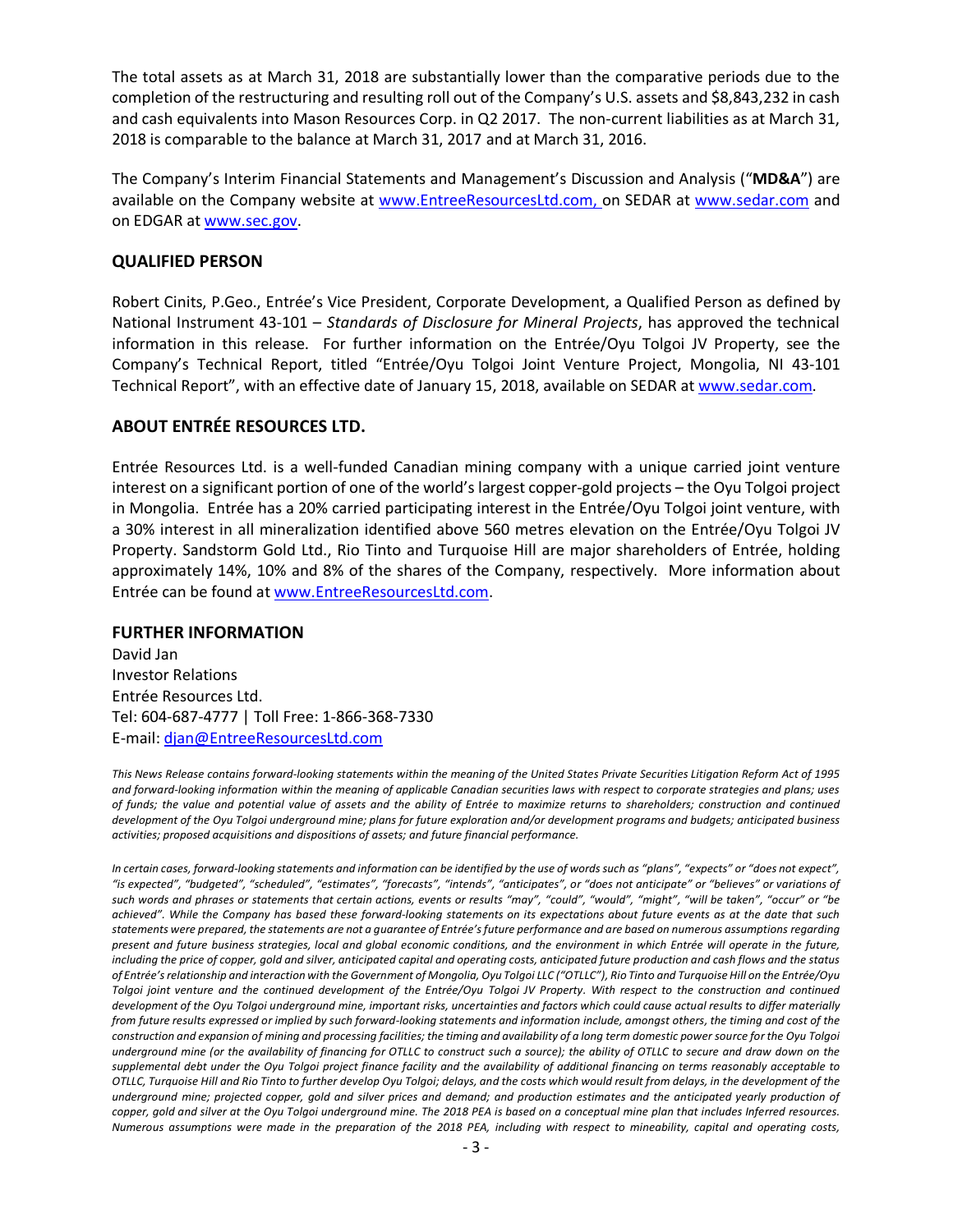The total assets as at March 31, 2018 are substantially lower than the comparative periods due to the completion of the restructuring and resulting roll out of the Company's U.S. assets and $8,843,232 in cash and cash equivalents into Mason Resources Corp. in Q2 2017. The non-current liabilities as at March 31, 2018 is comparable to the balance at March 31, 2017 and at March 31, 2016.

The Company's Interim Financial Statements and Management's Discussion and Analysis ("**MD&A**") are available on the Company website at www.EntreeResourcesLtd.com, on SEDAR at www.sedar.com and on EDGAR at www.sec.gov.

## QUALIFIED PERSON

Robert Cinits, P.Geo., Entrée's Vice President, Corporate Development, a Qualified Person as defined by National Instrument 43-101 – *Standards of Disclosure for Mineral Projects*, has approved the technical information in this release. For further information on the Entrée/Oyu Tolgoi JV Property, see the Company's Technical Report, titled "Entrée/Oyu Tolgoi Joint Venture Project, Mongolia, NI 43-101 Technical Report", with an effective date of January 15, 2018, available on SEDAR at www.sedar.com.

## ABOUT ENTRÉE RESOURCES LTD.

Entrée Resources Ltd. is a well-funded Canadian mining company with a unique carried joint venture interest on a significant portion of one of the world's largest copper-gold projects – the Oyu Tolgoi project in Mongolia. Entrée has a 20% carried participating interest in the Entrée/Oyu Tolgoi joint venture, with a 30% interest in all mineralization identified above 560 metres elevation on the Entrée/Oyu Tolgoi JV Property. Sandstorm Gold Ltd., Rio Tinto and Turquoise Hill are major shareholders of Entrée, holding approximately 14%, 10% and 8% of the shares of the Company, respectively. More information about Entrée can be found at www.EntreeResourcesLtd.com.

## FURTHER INFORMATION

David Jan
Investor Relations
Entrée Resources Ltd.
Tel: 604-687-4777 | Toll Free: 1-866-368-7330
E-mail: djan@EntreeResourcesLtd.com

*This News Release contains forward-looking statements within the meaning of the United States Private Securities Litigation Reform Act of 1995 and forward-looking information within the meaning of applicable Canadian securities laws with respect to corporate strategies and plans; uses of funds; the value and potential value of assets and the ability of Entrée to maximize returns to shareholders; construction and continued development of the Oyu Tolgoi underground mine; plans for future exploration and/or development programs and budgets; anticipated business activities; proposed acquisitions and dispositions of assets; and future financial performance.*

*In certain cases, forward-looking statements and information can be identified by the use of words such as "plans", "expects" or "does not expect", "is expected", "budgeted", "scheduled", "estimates", "forecasts", "intends", "anticipates", or "does not anticipate" or "believes" or variations of such words and phrases or statements that certain actions, events or results "may", "could", "would", "might", "will be taken", "occur" or "be achieved". While the Company has based these forward-looking statements on its expectations about future events as at the date that such statements were prepared, the statements are not a guarantee of Entrée's future performance and are based on numerous assumptions regarding present and future business strategies, local and global economic conditions, and the environment in which Entrée will operate in the future, including the price of copper, gold and silver, anticipated capital and operating costs, anticipated future production and cash flows and the status of Entrée's relationship and interaction with the Government of Mongolia, Oyu Tolgoi LLC ("OTLLC"), Rio Tinto and Turquoise Hill on the Entrée/Oyu Tolgoi joint venture and the continued development of the Entrée/Oyu Tolgoi JV Property. With respect to the construction and continued development of the Oyu Tolgoi underground mine, important risks, uncertainties and factors which could cause actual results to differ materially from future results expressed or implied by such forward-looking statements and information include, amongst others, the timing and cost of the construction and expansion of mining and processing facilities; the timing and availability of a long term domestic power source for the Oyu Tolgoi underground mine (or the availability of financing for OTLLC to construct such a source); the ability of OTLLC to secure and draw down on the supplemental debt under the Oyu Tolgoi project finance facility and the availability of additional financing on terms reasonably acceptable to OTLLC, Turquoise Hill and Rio Tinto to further develop Oyu Tolgoi; delays, and the costs which would result from delays, in the development of the underground mine; projected copper, gold and silver prices and demand; and production estimates and the anticipated yearly production of copper, gold and silver at the Oyu Tolgoi underground mine. The 2018 PEA is based on a conceptual mine plan that includes Inferred resources. Numerous assumptions were made in the preparation of the 2018 PEA, including with respect to mineability, capital and operating costs,*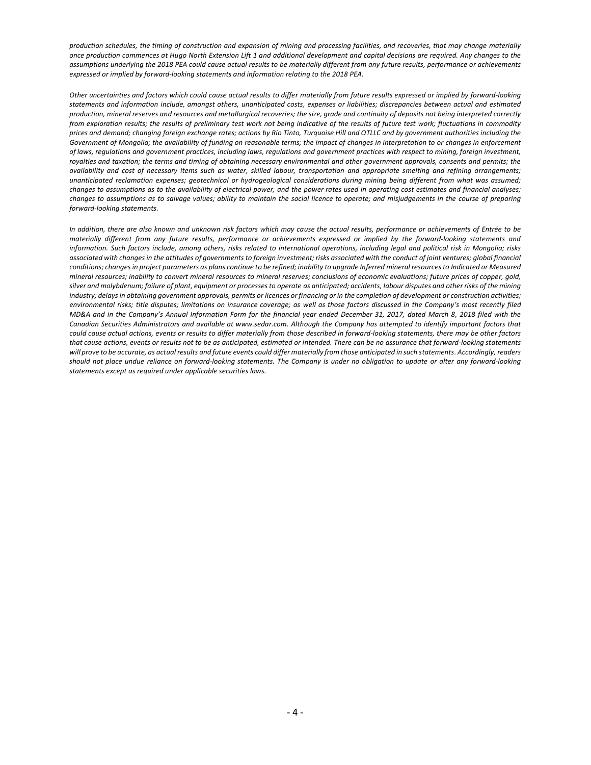*production schedules, the timing of construction and expansion of mining and processing facilities, and recoveries, that may change materially once production commences at Hugo North Extension Lift 1 and additional development and capital decisions are required. Any changes to the assumptions underlying the 2018 PEA could cause actual results to be materially different from any future results, performance or achievements expressed or implied by forward-looking statements and information relating to the 2018 PEA.*

*Other uncertainties and factors which could cause actual results to differ materially from future results expressed or implied by forward-looking statements and information include, amongst others, unanticipated costs, expenses or liabilities; discrepancies between actual and estimated production, mineral reserves and resources and metallurgical recoveries; the size, grade and continuity of deposits not being interpreted correctly from exploration results; the results of preliminary test work not being indicative of the results of future test work; fluctuations in commodity prices and demand; changing foreign exchange rates; actions by Rio Tinto, Turquoise Hill and OTLLC and by government authorities including the Government of Mongolia; the availability of funding on reasonable terms; the impact of changes in interpretation to or changes in enforcement of laws, regulations and government practices, including laws, regulations and government practices with respect to mining, foreign investment, royalties and taxation; the terms and timing of obtaining necessary environmental and other government approvals, consents and permits; the availability and cost of necessary items such as water, skilled labour, transportation and appropriate smelting and refining arrangements; unanticipated reclamation expenses; geotechnical or hydrogeological considerations during mining being different from what was assumed; changes to assumptions as to the availability of electrical power, and the power rates used in operating cost estimates and financial analyses; changes to assumptions as to salvage values; ability to maintain the social licence to operate; and misjudgements in the course of preparing forward-looking statements.*

*In addition, there are also known and unknown risk factors which may cause the actual results, performance or achievements of Entrée to be materially different from any future results, performance or achievements expressed or implied by the forward-looking statements and information. Such factors include, among others, risks related to international operations, including legal and political risk in Mongolia; risks associated with changes in the attitudes of governments to foreign investment; risks associated with the conduct of joint ventures; global financial conditions; changes in project parameters as plans continue to be refined; inability to upgrade Inferred mineral resources to Indicated or Measured mineral resources; inability to convert mineral resources to mineral reserves; conclusions of economic evaluations; future prices of copper, gold, silver and molybdenum; failure of plant, equipment or processes to operate as anticipated; accidents, labour disputes and other risks of the mining industry; delays in obtaining government approvals, permits or licences or financing or in the completion of development or construction activities; environmental risks; title disputes; limitations on insurance coverage; as well as those factors discussed in the Company's most recently filed MD&A and in the Company's Annual Information Form for the financial year ended December 31, 2017, dated March 8, 2018 filed with the Canadian Securities Administrators and available at www.sedar.com. Although the Company has attempted to identify important factors that could cause actual actions, events or results to differ materially from those described in forward-looking statements, there may be other factors that cause actions, events or results not to be as anticipated, estimated or intended. There can be no assurance that forward-looking statements will prove to be accurate, as actual results and future events could differ materially from those anticipated in such statements. Accordingly, readers should not place undue reliance on forward-looking statements. The Company is under no obligation to update or alter any forward-looking statements except as required under applicable securities laws.*